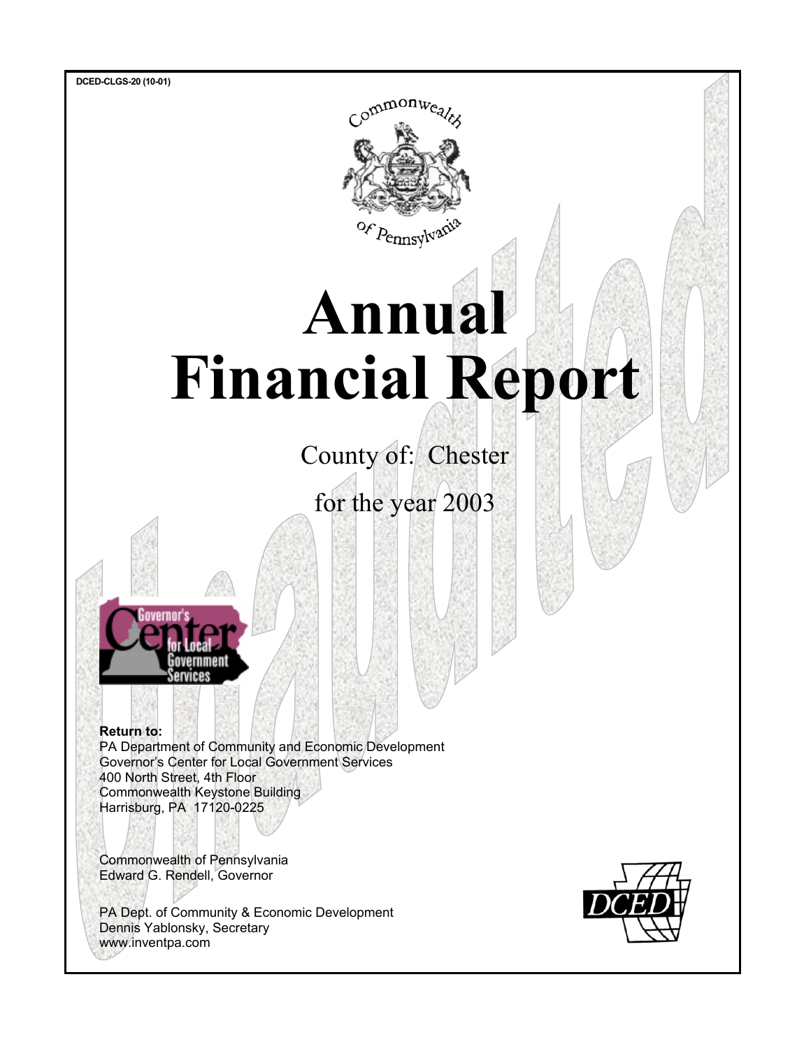DCED-CLGS-20 (10-01)

Commonwealth of Pennsylvania

# Annual Financial Report

County of: Chester

for the year 2003

Unaudited

Governor's Center for Local Government Services

**Return to:**
PA Department of Community and Economic Development
Governor's Center for Local Government Services
400 North Street, 4th Floor
Commonwealth Keystone Building
Harrisburg, PA 17120-0225

Commonwealth of Pennsylvania
Edward G. Rendell, Governor

PA Dept. of Community & Economic Development
Dennis Yablonsky, Secretary
www.inventpa.com

DCED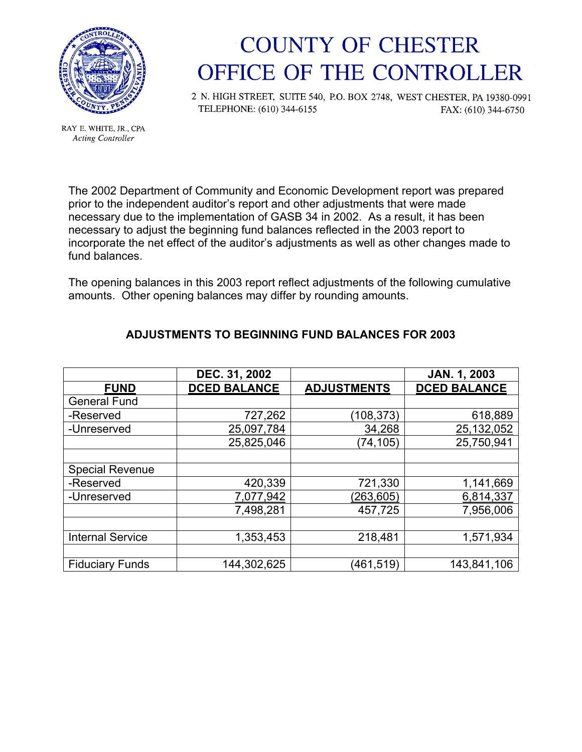# COUNTY OF CHESTER
# OFFICE OF THE CONTROLLER

2 N. HIGH STREET, SUITE 540, P.O. BOX 2748, WEST CHESTER, PA 19380-0991
TELEPHONE: (610) 344-6155 FAX: (610) 344-6750

RAY E. WHITE, JR., CPA
*Acting Controller*

The 2002 Department of Community and Economic Development report was prepared prior to the independent auditor's report and other adjustments that were made necessary due to the implementation of GASB 34 in 2002. As a result, it has been necessary to adjust the beginning fund balances reflected in the 2003 report to incorporate the net effect of the auditor's adjustments as well as other changes made to fund balances.

The opening balances in this 2003 report reflect adjustments of the following cumulative amounts. Other opening balances may differ by rounding amounts.

### ADJUSTMENTS TO BEGINNING FUND BALANCES FOR 2003

| FUND | DEC. 31, 2002 DCED BALANCE | ADJUSTMENTS | JAN. 1, 2003 DCED BALANCE |
|---|---|---|---|
| General Fund | | | |
| -Reserved | 727,262 | (108,373) | 618,889 |
| -Unreserved | 25,097,784 | 34,268 | 25,132,052 |
| | 25,825,046 | (74,105) | 25,750,941 |
| | | | |
| Special Revenue | | | |
| -Reserved | 420,339 | 721,330 | 1,141,669 |
| -Unreserved | 7,077,942 | (263,605) | 6,814,337 |
| | 7,498,281 | 457,725 | 7,956,006 |
| | | | |
| Internal Service | 1,353,453 | 218,481 | 1,571,934 |
| | | | |
| Fiduciary Funds | 144,302,625 | (461,519) | 143,841,106 |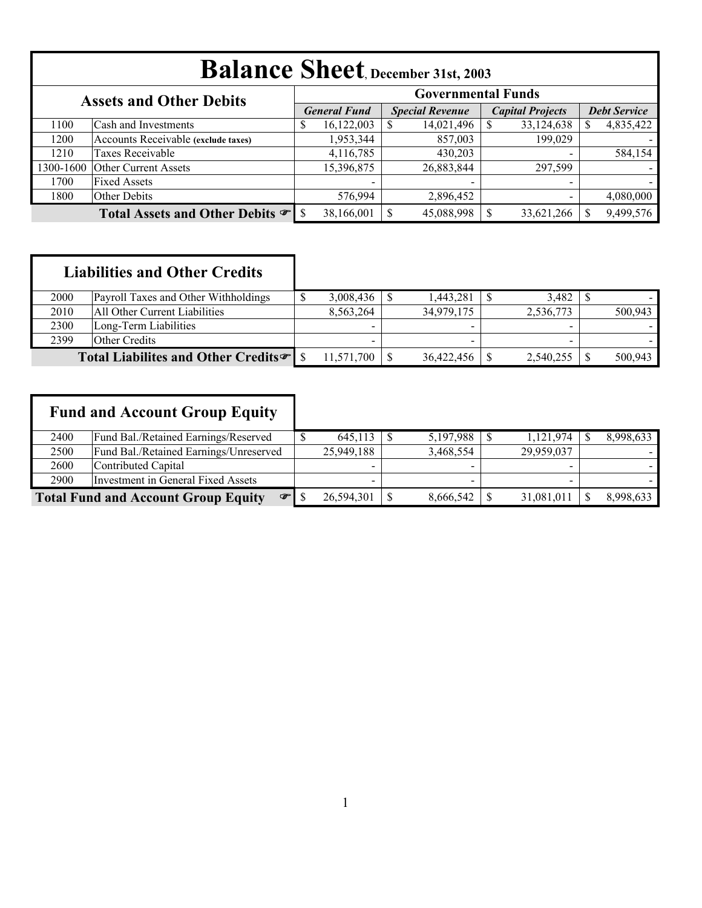# Balance Sheet, December 31st, 2003

| | Assets and Other Debits | Governmental Funds | | | |
|---|---|---|---|---|---|
| | | *General Fund* | *Special Revenue* | *Capital Projects* | *Debt Service* |
| 1100 | Cash and Investments | $ 16,122,003 | $ 14,021,496 | $ 33,124,638 | $ 4,835,422 |
| 1200 | Accounts Receivable **(exclude taxes)** | 1,953,344 | 857,003 | 199,029 | - |
| 1210 | Taxes Receivable | 4,116,785 | 430,203 | - | 584,154 |
| 1300-1600 | Other Current Assets | 15,396,875 | 26,883,844 | 297,599 | - |
| 1700 | Fixed Assets | - | - | - | - |
| 1800 | Other Debits | 576,994 | 2,896,452 | - | 4,080,000 |
| | **Total Assets and Other Debits** ☞ | $ 38,166,001 | $ 45,088,998 | $ 33,621,266 | $ 9,499,576 |

| | Liabilities and Other Credits | General Fund | Special Revenue | Capital Projects | Debt Service |
|---|---|---|---|---|---|
| 2000 | Payroll Taxes and Other Withholdings | $ 3,008,436 | $ 1,443,281 | $ 3,482 | $ - |
| 2010 | All Other Current Liabilities | 8,563,264 | 34,979,175 | 2,536,773 | 500,943 |
| 2300 | Long-Term Liabilities | - | - | - | - |
| 2399 | Other Credits | - | - | - | - |
| | **Total Liabilites and Other Credits** ☞ | $ 11,571,700 | $ 36,422,456 | $ 2,540,255 | $ 500,943 |

| | Fund and Account Group Equity | General Fund | Special Revenue | Capital Projects | Debt Service |
|---|---|---|---|---|---|
| 2400 | Fund Bal./Retained Earnings/Reserved | $ 645,113 | $ 5,197,988 | $ 1,121,974 | $ 8,998,633 |
| 2500 | Fund Bal./Retained Earnings/Unreserved | 25,949,188 | 3,468,554 | 29,959,037 | - |
| 2600 | Contributed Capital | - | - | - | - |
| 2900 | Investment in General Fixed Assets | - | - | - | - |
| | **Total Fund and Account Group Equity** ☞ | $ 26,594,301 | $ 8,666,542 | $ 31,081,011 | $ 8,998,633 |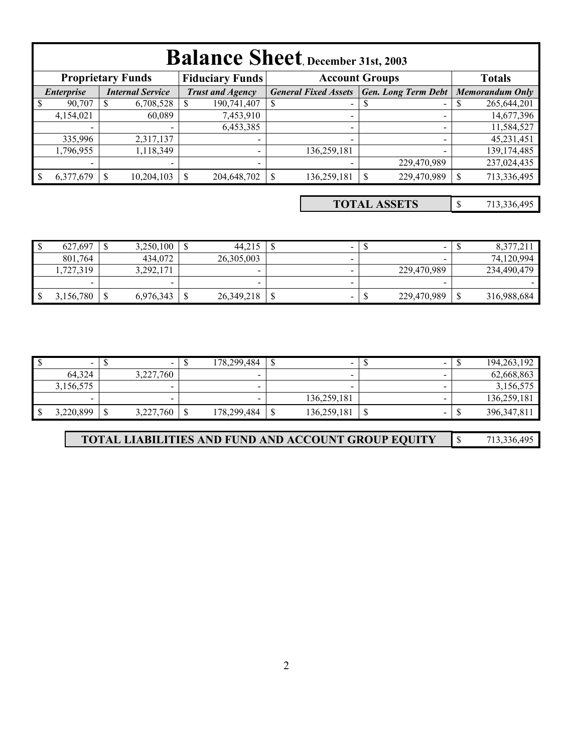# Balance Sheet, December 31st, 2003

| Proprietary Funds | | Fiduciary Funds | Account Groups | | Totals |
|---|---|---|---|---|---|
| *Enterprise* | *Internal Service* | *Trust and Agency* | *General Fixed Assets* | *Gen. Long Term Debt* | *Memorandum Only* |
| $ 90,707 | $ 6,708,528 | $ 190,741,407 | $ - | $ - | $ 265,644,201 |
| 4,154,021 | 60,089 | 7,453,910 | - | - | 14,677,396 |
| - | - | 6,453,385 | - | - | 11,584,527 |
| 335,996 | 2,317,137 | - | - | - | 45,231,451 |
| 1,796,955 | 1,118,349 | - | 136,259,181 | - | 139,174,485 |
| - | - | - | - | 229,470,989 | 237,024,435 |
| $ 6,377,679 | $ 10,204,103 | $ 204,648,702 | $ 136,259,181 | $ 229,470,989 | $ 713,336,495 |

| TOTAL ASSETS | $ 713,336,495 |
|---|---|

| | | | | | |
|---|---|---|---|---|---|
| $ 627,697 | $ 3,250,100 | $ 44,215 | $ - | $ - | $ 8,377,211 |
| 801,764 | 434,072 | 26,305,003 | - | - | 74,120,994 |
| 1,727,319 | 3,292,171 | - | - | 229,470,989 | 234,490,479 |
| - | - | - | - | - | - |
| $ 3,156,780 | $ 6,976,343 | $ 26,349,218 | $ - | $ 229,470,989 | $ 316,988,684 |

| | | | | | |
|---|---|---|---|---|---|
| $ - | $ - | $ 178,299,484 | $ - | $ - | $ 194,263,192 |
| 64,324 | 3,227,760 | - | - | - | 62,668,863 |
| 3,156,575 | - | - | - | - | 3,156,575 |
| - | - | - | 136,259,181 | - | 136,259,181 |
| $ 3,220,899 | $ 3,227,760 | $ 178,299,484 | $ 136,259,181 | $ - | $ 396,347,811 |

| TOTAL LIABILITIES AND FUND AND ACCOUNT GROUP EQUITY | $ 713,336,495 |
|---|---|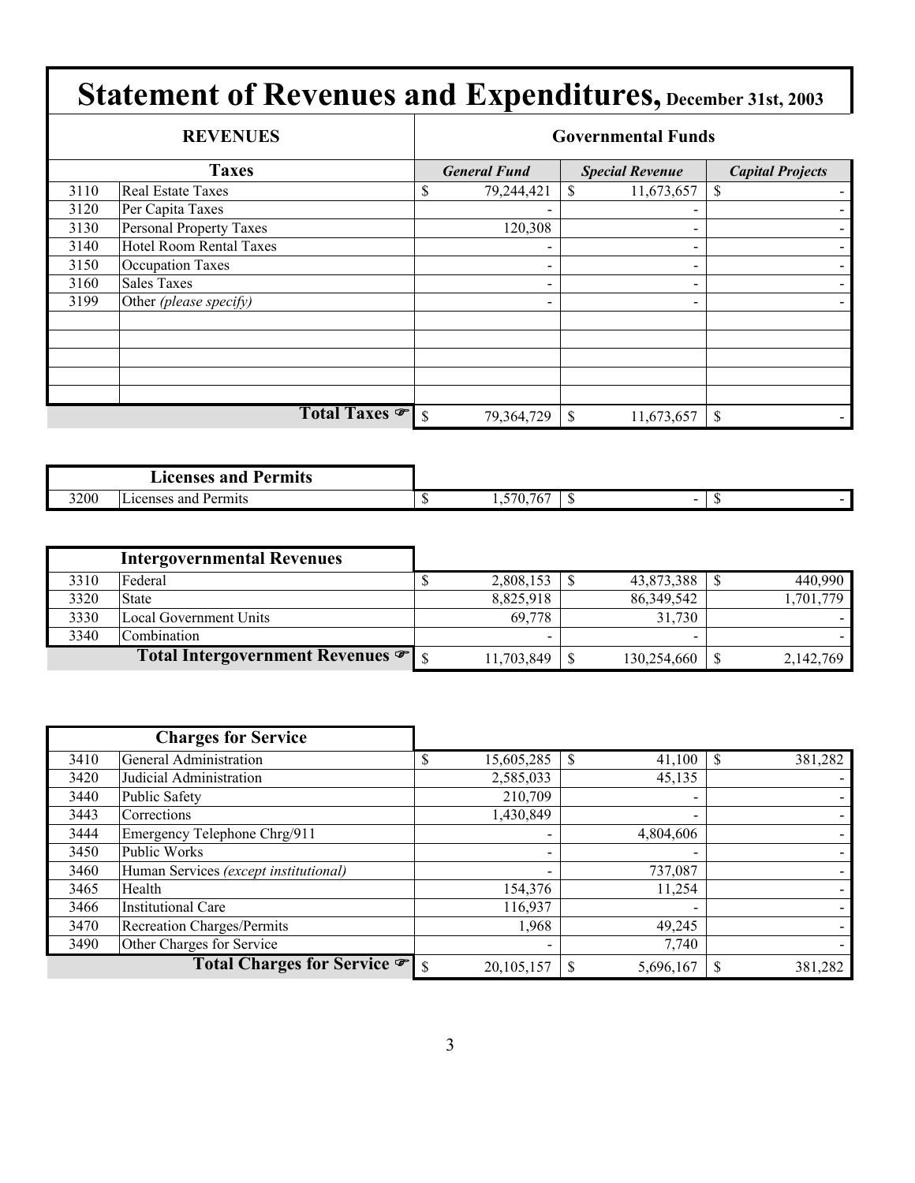# Statement of Revenues and Expenditures, December 31st, 2003

| REVENUES | | Governmental Funds | | |
|---|---|---|---|---|
| **Taxes** | | ***General Fund*** | ***Special Revenue*** | ***Capital Projects*** |
| 3110 | Real Estate Taxes | $ 79,244,421 | $ 11,673,657 | $ - |
| 3120 | Per Capita Taxes | - | - | - |
| 3130 | Personal Property Taxes | 120,308 | - | - |
| 3140 | Hotel Room Rental Taxes | - | - | - |
| 3150 | Occupation Taxes | - | - | - |
| 3160 | Sales Taxes | - | - | - |
| 3199 | Other *(please specify)* | - | - | - |
| | | | | |
| | | | | |
| | | | | |
| | | | | |
| | | | | |
| | **Total Taxes ☞** | $ 79,364,729 | $ 11,673,657 | $ - |

| **Licenses and Permits** | | | | |
|---|---|---|---|---|
| 3200 | Licenses and Permits | $ 1,570,767 | $ - | $ - |

| **Intergovernmental Revenues** | | | | |
|---|---|---|---|---|
| 3310 | Federal | $ 2,808,153 | $ 43,873,388 | $ 440,990 |
| 3320 | State | 8,825,918 | 86,349,542 | 1,701,779 |
| 3330 | Local Government Units | 69,778 | 31,730 | - |
| 3340 | Combination | - | - | - |
| | **Total Intergovernment Revenues ☞** | $ 11,703,849 | $ 130,254,660 | $ 2,142,769 |

| **Charges for Service** | | | | |
|---|---|---|---|---|
| 3410 | General Administration | $ 15,605,285 | $ 41,100 | $ 381,282 |
| 3420 | Judicial Administration | 2,585,033 | 45,135 | - |
| 3440 | Public Safety | 210,709 | - | - |
| 3443 | Corrections | 1,430,849 | - | - |
| 3444 | Emergency Telephone Chrg/911 | - | 4,804,606 | - |
| 3450 | Public Works | - | - | - |
| 3460 | Human Services *(except institutional)* | - | 737,087 | - |
| 3465 | Health | 154,376 | 11,254 | - |
| 3466 | Institutional Care | 116,937 | - | - |
| 3470 | Recreation Charges/Permits | 1,968 | 49,245 | - |
| 3490 | Other Charges for Service | - | 7,740 | - |
| | **Total Charges for Service ☞** | $ 20,105,157 | $ 5,696,167 | $ 381,282 |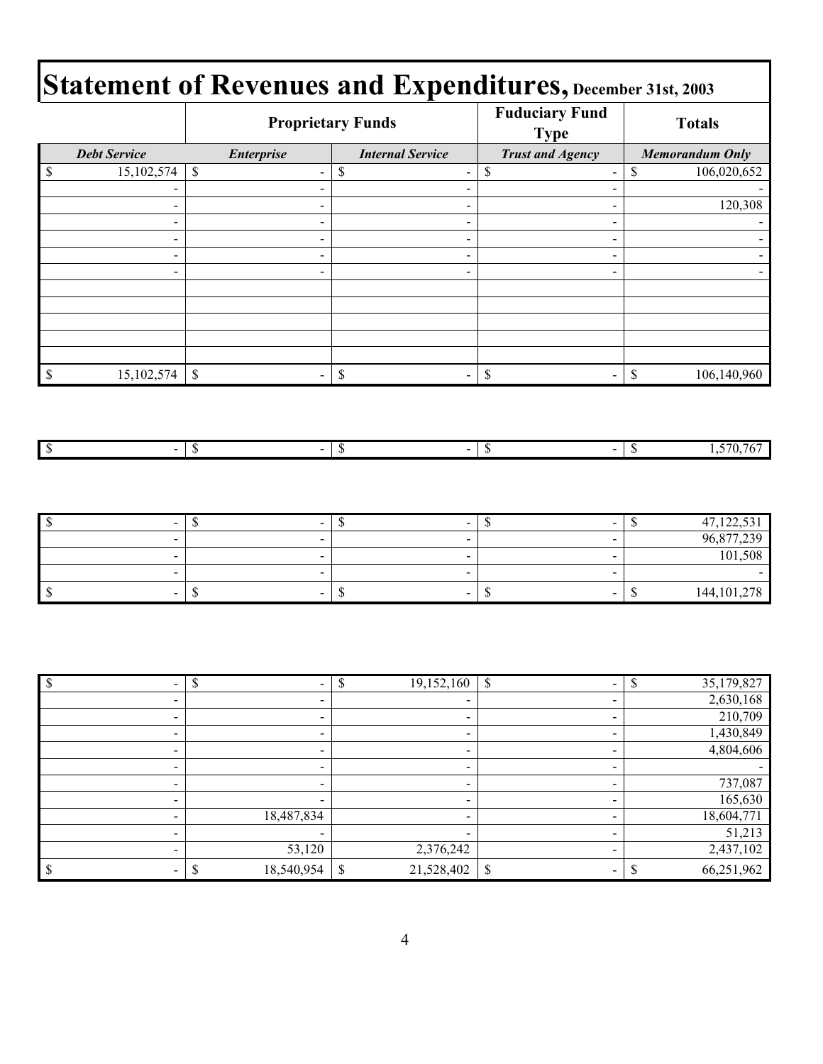# Statement of Revenues and Expenditures, December 31st, 2003

| | Proprietary Funds | | Fuduciary Fund Type | Totals |
|---|---|---|---|---|
| ***Debt Service*** | ***Enterprise*** | ***Internal Service*** | ***Trust and Agency*** | ***Memorandum Only*** |
| $ 15,102,574 | $ - | $ - | $ - | $ 106,020,652 |
| - | - | - | - | - |
| - | - | - | - | 120,308 |
| - | - | - | - | - |
| - | - | - | - | - |
| - | - | - | - | - |
| - | - | - | - | - |
| | | | | |
| | | | | |
| | | | | |
| | | | | |
| | | | | |
| $ 15,102,574 | $ - | $ - | $ - | $ 106,140,960 |

| | | | | |
|---|---|---|---|---|
| $ - | $ - | $ - | $ - | $ 1,570,767 |

| | | | | |
|---|---|---|---|---|
| $ - | $ - | $ - | $ - | $ 47,122,531 |
| - | - | - | - | 96,877,239 |
| - | - | - | - | 101,508 |
| - | - | - | - | - |
| $ - | $ - | $ - | $ - | $ 144,101,278 |

| | | | | |
|---|---|---|---|---|
| $ - | $ - | $ 19,152,160 | $ - | $ 35,179,827 |
| - | - | - | - | 2,630,168 |
| - | - | - | - | 210,709 |
| - | - | - | - | 1,430,849 |
| - | - | - | - | 4,804,606 |
| - | - | - | - | - |
| - | - | - | - | 737,087 |
| - | - | - | - | 165,630 |
| - | 18,487,834 | - | - | 18,604,771 |
| - | - | - | - | 51,213 |
| - | 53,120 | 2,376,242 | - | 2,437,102 |
| $ - | $ 18,540,954 | $ 21,528,402 | $ - | $ 66,251,962 |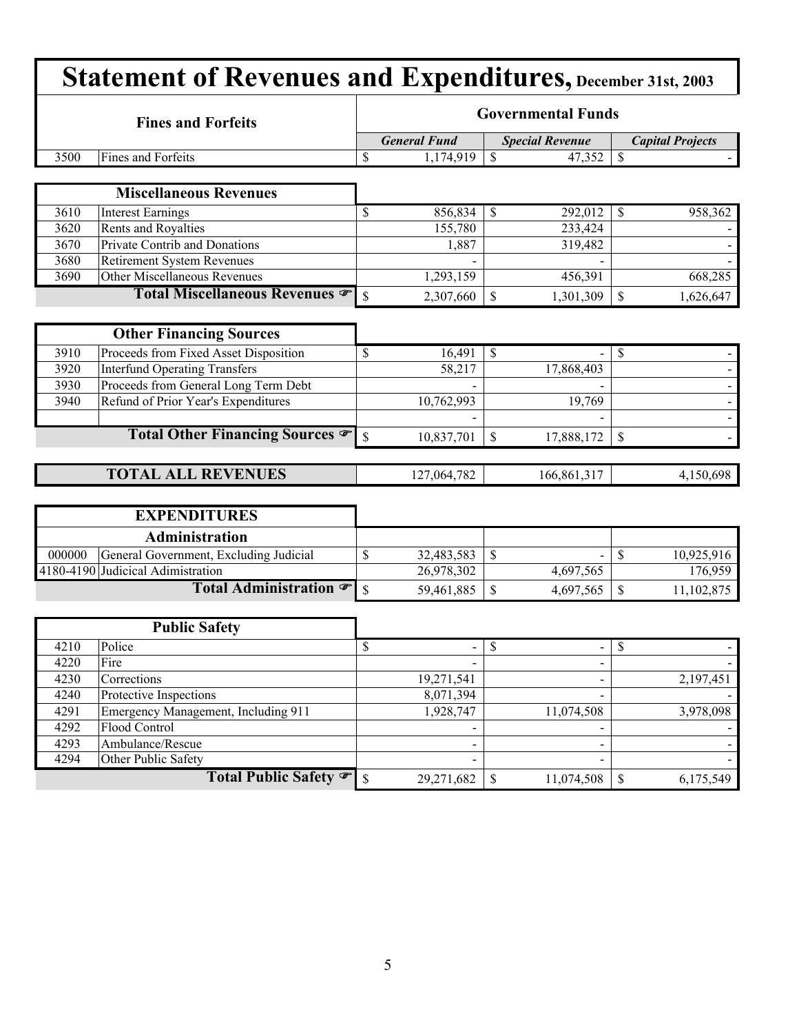# Statement of Revenues and Expenditures, December 31st, 2003

| | Fines and Forfeits | Governmental Funds | | |
|---|---|---|---|---|
| | | *General Fund* | *Special Revenue* | *Capital Projects* |
| 3500 | Fines and Forfeits | $ 1,174,919 | $ 47,352 | $ - |

| | Miscellaneous Revenues | | | |
|---|---|---|---|---|
| 3610 | Interest Earnings | $ 856,834 | $ 292,012 | $ 958,362 |
| 3620 | Rents and Royalties | 155,780 | 233,424 | - |
| 3670 | Private Contrib and Donations | 1,887 | 319,482 | - |
| 3680 | Retirement System Revenues | - | - | - |
| 3690 | Other Miscellaneous Revenues | 1,293,159 | 456,391 | 668,285 |
| | **Total Miscellaneous Revenues** ☞ | $ 2,307,660 | $ 1,301,309 | $ 1,626,647 |

| | Other Financing Sources | | | |
|---|---|---|---|---|
| 3910 | Proceeds from Fixed Asset Disposition | $ 16,491 | $ - | $ - |
| 3920 | Interfund Operating Transfers | 58,217 | 17,868,403 | - |
| 3930 | Proceeds from General Long Term Debt | - | - | - |
| 3940 | Refund of Prior Year's Expenditures | 10,762,993 | 19,769 | - |
| | | - | - | - |
| | **Total Other Financing Sources** ☞ | $ 10,837,701 | $ 17,888,172 | $ - |

| | | | | |
|---|---|---|---|---|
| | **TOTAL ALL REVENUES** | 127,064,782 | 166,861,317 | 4,150,698 |

| | EXPENDITURES | | | |
|---|---|---|---|---|
| | **Administration** | | | |
| 000000 | General Government, Excluding Judicial | $ 32,483,583 | $ - | $ 10,925,916 |
| 4180-4190 | Judicical Adimistration | 26,978,302 | 4,697,565 | 176,959 |
| | **Total Administration** ☞ | $ 59,461,885 | $ 4,697,565 | $ 11,102,875 |

| | Public Safety | | | |
|---|---|---|---|---|
| 4210 | Police | $ - | $ - | $ - |
| 4220 | Fire | - | - | - |
| 4230 | Corrections | 19,271,541 | - | 2,197,451 |
| 4240 | Protective Inspections | 8,071,394 | - | - |
| 4291 | Emergency Management, Including 911 | 1,928,747 | 11,074,508 | 3,978,098 |
| 4292 | Flood Control | - | - | - |
| 4293 | Ambulance/Rescue | - | - | - |
| 4294 | Other Public Safety | - | - | - |
| | **Total Public Safety** ☞ | $ 29,271,682 | $ 11,074,508 | $ 6,175,549 |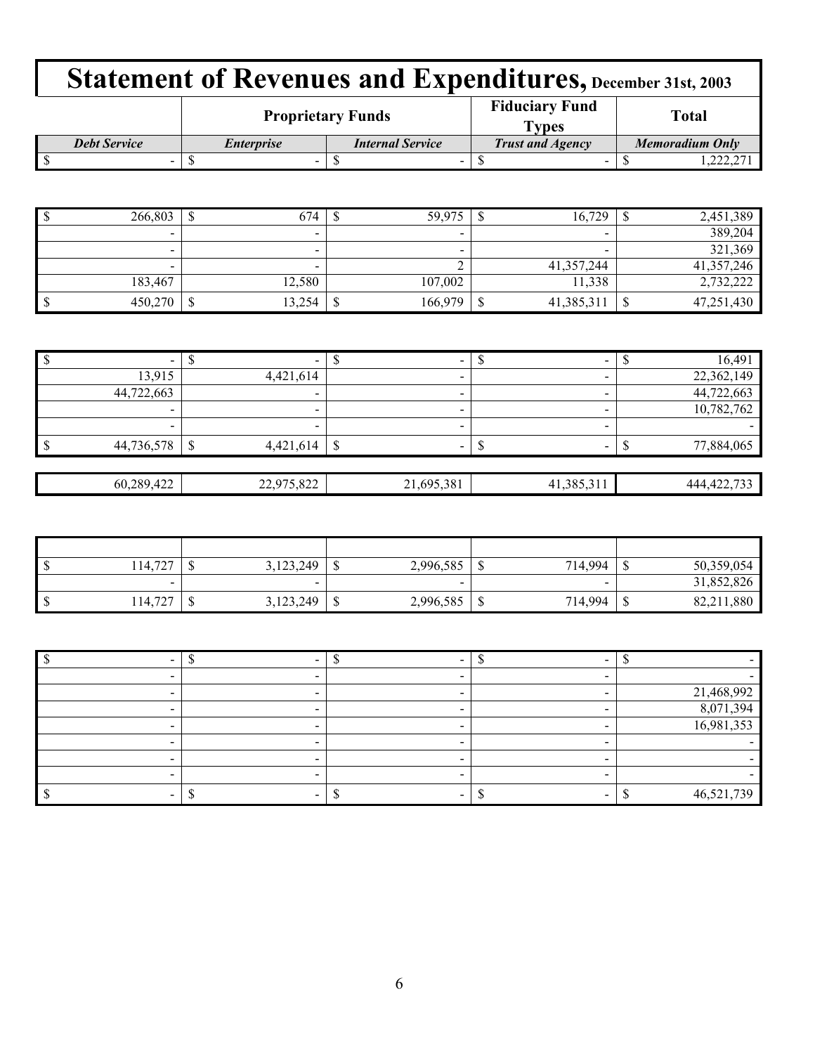# Statement of Revenues and Expenditures, December 31st, 2003

| | Proprietary Funds | | Fiduciary Fund Types | Total |
|---|---|---|---|---|
| *Debt Service* | *Enterprise* | *Internal Service* | *Trust and Agency* | *Memoradium Only* |
| $ - | $ - | $ - | $ - | $ 1,222,271 |
| | | | | |
| $ 266,803 | $ 674 | $ 59,975 | $ 16,729 | $ 2,451,389 |
| - | - | - | - | 389,204 |
| - | - | - | - | 321,369 |
| - | - | 2 | 41,357,244 | 41,357,246 |
| 183,467 | 12,580 | 107,002 | 11,338 | 2,732,222 |
| $ 450,270 | $ 13,254 | $ 166,979 | $ 41,385,311 | $ 47,251,430 |
| | | | | |
| $ - | $ - | $ - | $ - | $ 16,491 |
| 13,915 | 4,421,614 | - | - | 22,362,149 |
| 44,722,663 | - | - | - | 44,722,663 |
| - | - | - | - | 10,782,762 |
| - | - | - | - | - |
| $ 44,736,578 | $ 4,421,614 | $ - | $ - | $ 77,884,065 |
| | | | | |
| 60,289,422 | 22,975,822 | 21,695,381 | 41,385,311 | 444,422,733 |
| | | | | |
| | | | | |
| $ 114,727 | $ 3,123,249 | $ 2,996,585 | $ 714,994 | $ 50,359,054 |
| - | - | - | - | 31,852,826 |
| $ 114,727 | $ 3,123,249 | $ 2,996,585 | $ 714,994 | $ 82,211,880 |
| | | | | |
| $ - | $ - | $ - | $ - | $ - |
| - | - | - | - | - |
| - | - | - | - | 21,468,992 |
| - | - | - | - | 8,071,394 |
| - | - | - | - | 16,981,353 |
| - | - | - | - | - |
| - | - | - | - | - |
| - | - | - | - | - |
| $ - | $ - | $ - | $ - | $ 46,521,739 |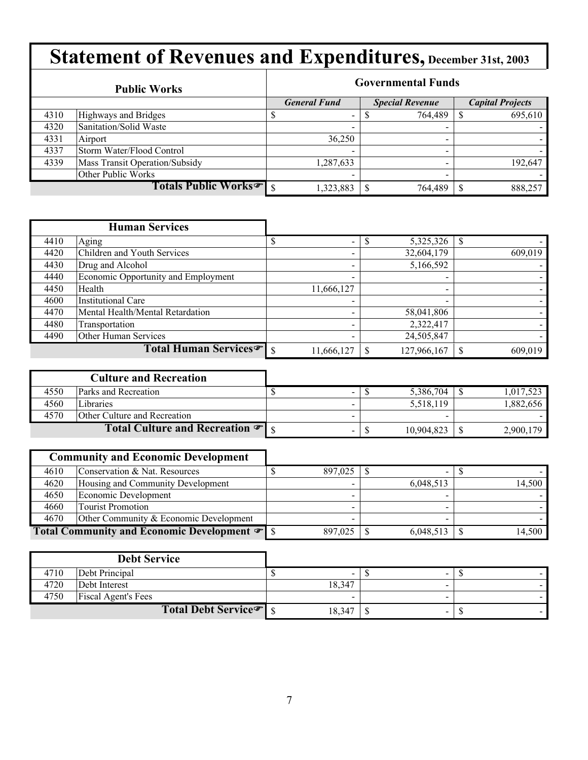# Statement of Revenues and Expenditures, December 31st, 2003

| | Public Works | Governmental Funds | | |
|---|---|---|---|---|
| | | *General Fund* | *Special Revenue* | *Capital Projects* |
| 4310 | Highways and Bridges | $ - | $ 764,489 | $ 695,610 |
| 4320 | Sanitation/Solid Waste | - | - | - |
| 4331 | Airport | 36,250 | - | - |
| 4337 | Storm Water/Flood Control | - | - | - |
| 4339 | Mass Transit Operation/Subsidy | 1,287,633 | - | 192,647 |
| | Other Public Works | - | - | - |
| | **Totals Public Works** | $ 1,323,883 | $ 764,489 | $ 888,257 |

| | Human Services | General Fund | Special Revenue | Capital Projects |
|---|---|---|---|---|
| 4410 | Aging | $ - | $ 5,325,326 | $ - |
| 4420 | Children and Youth Services | - | 32,604,179 | 609,019 |
| 4430 | Drug and Alcohol | - | 5,166,592 | - |
| 4440 | Economic Opportunity and Employment | - | - | - |
| 4450 | Health | 11,666,127 | - | - |
| 4600 | Institutional Care | - | - | - |
| 4470 | Mental Health/Mental Retardation | - | 58,041,806 | - |
| 4480 | Transportation | - | 2,322,417 | - |
| 4490 | Other Human Services | - | 24,505,847 | - |
| | **Total Human Services** | $ 11,666,127 | $ 127,966,167 | $ 609,019 |

| | Culture and Recreation | General Fund | Special Revenue | Capital Projects |
|---|---|---|---|---|
| 4550 | Parks and Recreation | $ - | $ 5,386,704 | $ 1,017,523 |
| 4560 | Libraries | - | 5,518,119 | 1,882,656 |
| 4570 | Other Culture and Recreation | - | - | - |
| | **Total Culture and Recreation** | $ - | $ 10,904,823 | $ 2,900,179 |

| | Community and Economic Development | General Fund | Special Revenue | Capital Projects |
|---|---|---|---|---|
| 4610 | Conservation & Nat. Resources | $ 897,025 | $ - | $ - |
| 4620 | Housing and Community Development | - | 6,048,513 | 14,500 |
| 4650 | Economic Development | - | - | - |
| 4660 | Tourist Promotion | - | - | - |
| 4670 | Other Community & Economic Development | - | - | - |
| | **Total Community and Economic Development** | $ 897,025 | $ 6,048,513 | $ 14,500 |

| | Debt Service | General Fund | Special Revenue | Capital Projects |
|---|---|---|---|---|
| 4710 | Debt Principal | $ - | $ - | $ - |
| 4720 | Debt Interest | 18,347 | - | - |
| 4750 | Fiscal Agent's Fees | - | - | - |
| | **Total Debt Service** | $ 18,347 | $ - | $ - |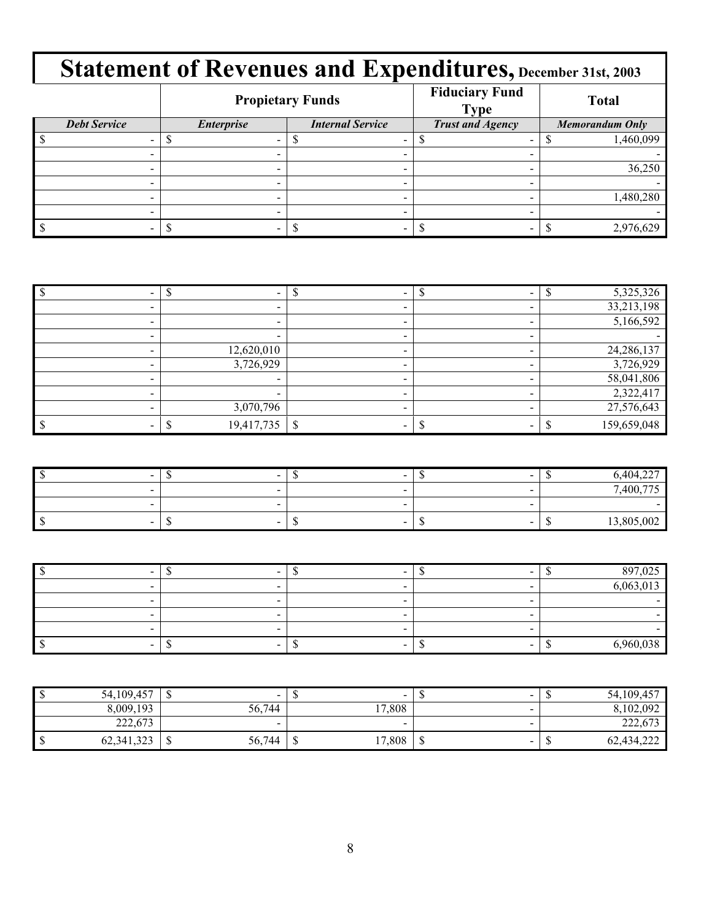# Statement of Revenues and Expenditures, December 31st, 2003

| | Propietary Funds | | Fiduciary Fund Type | Total |
|---|---|---|---|---|
| *Debt Service* | *Enterprise* | *Internal Service* | *Trust and Agency* | *Memorandum Only* |
| $ - | $ - | $ - | $ - | $ 1,460,099 |
| - | - | - | - | - |
| - | - | - | - | 36,250 |
| - | - | - | - | - |
| - | - | - | - | 1,480,280 |
| - | - | - | - | - |
| $ - | $ - | $ - | $ - | $ 2,976,629 |

| *Debt Service* | *Enterprise* | *Internal Service* | *Trust and Agency* | *Memorandum Only* |
|---|---|---|---|---|
| $ - | $ - | $ - | $ - | $ 5,325,326 |
| - | - | - | - | 33,213,198 |
| - | - | - | - | 5,166,592 |
| - | - | - | - | - |
| - | 12,620,010 | - | - | 24,286,137 |
| - | 3,726,929 | - | - | 3,726,929 |
| - | - | - | - | 58,041,806 |
| - | - | - | - | 2,322,417 |
| - | 3,070,796 | - | - | 27,576,643 |
| $ - | $ 19,417,735 | $ - | $ - | $ 159,659,048 |

| *Debt Service* | *Enterprise* | *Internal Service* | *Trust and Agency* | *Memorandum Only* |
|---|---|---|---|---|
| $ - | $ - | $ - | $ - | $ 6,404,227 |
| - | - | - | - | 7,400,775 |
| - | - | - | - | - |
| $ - | $ - | $ - | $ - | $ 13,805,002 |

| *Debt Service* | *Enterprise* | *Internal Service* | *Trust and Agency* | *Memorandum Only* |
|---|---|---|---|---|
| $ - | $ - | $ - | $ - | $ 897,025 |
| - | - | - | - | 6,063,013 |
| - | - | - | - | - |
| - | - | - | - | - |
| - | - | - | - | - |
| $ - | $ - | $ - | $ - | $ 6,960,038 |

| *Debt Service* | *Enterprise* | *Internal Service* | *Trust and Agency* | *Memorandum Only* |
|---|---|---|---|---|
| $ 54,109,457 | $ - | $ - | $ - | $ 54,109,457 |
| 8,009,193 | 56,744 | 17,808 | - | 8,102,092 |
| 222,673 | - | - | - | 222,673 |
| $ 62,341,323 | $ 56,744 | $ 17,808 | $ - | $ 62,434,222 |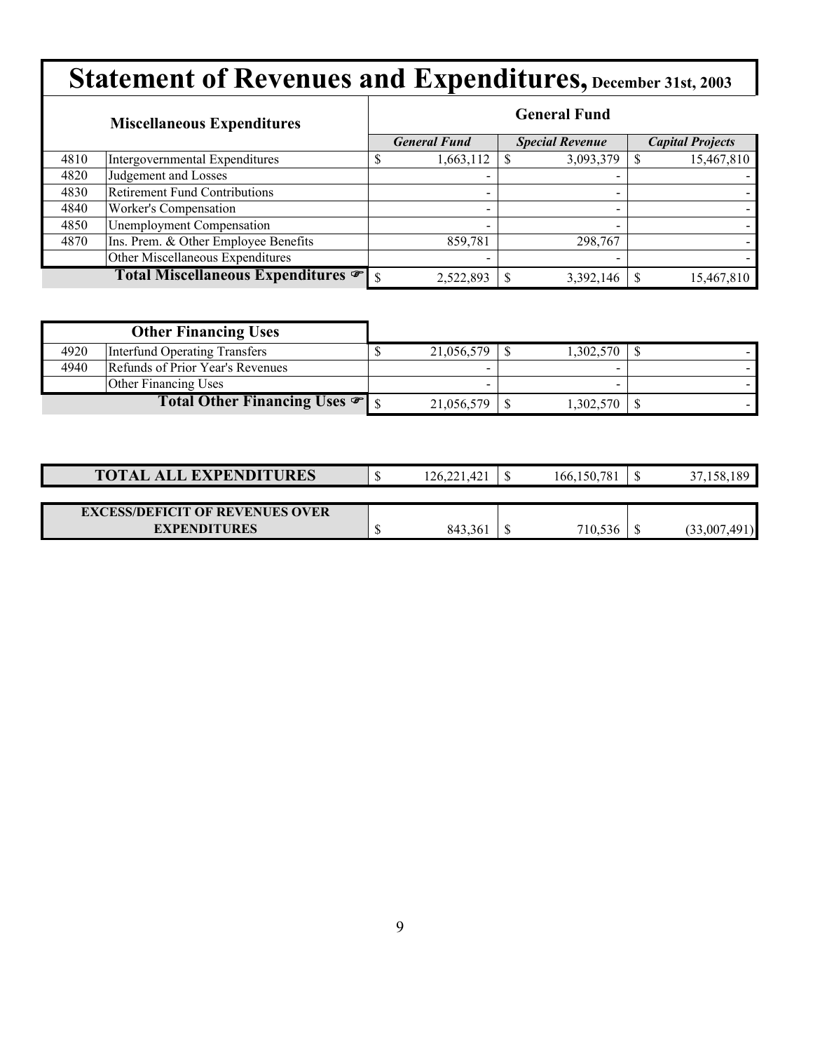# Statement of Revenues and Expenditures, December 31st, 2003

| | Miscellaneous Expenditures | General Fund | | |
|---|---|---|---|---|
| | | *General Fund* | *Special Revenue* | *Capital Projects* |
| 4810 | Intergovernmental Expenditures | $ 1,663,112 | $ 3,093,379 | $ 15,467,810 |
| 4820 | Judgement and Losses | - | - | - |
| 4830 | Retirement Fund Contributions | - | - | - |
| 4840 | Worker's Compensation | - | - | - |
| 4850 | Unemployment Compensation | - | - | - |
| 4870 | Ins. Prem. & Other Employee Benefits | 859,781 | 298,767 | - |
| | Other Miscellaneous Expenditures | - | - | - |
| | **Total Miscellaneous Expenditures ☞** | $ 2,522,893 | $ 3,392,146 | $ 15,467,810 |

| | Other Financing Uses | General Fund | Special Revenue | Capital Projects |
|---|---|---|---|---|
| 4920 | Interfund Operating Transfers | $ 21,056,579 | $ 1,302,570 | $ - |
| 4940 | Refunds of Prior Year's Revenues | - | - | - |
| | Other Financing Uses | - | - | - |
| | **Total Other Financing Uses ☞** | $ 21,056,579 | $ 1,302,570 | $ - |

| | General Fund | Special Revenue | Capital Projects |
|---|---|---|---|
| **TOTAL ALL EXPENDITURES** | $ 126,221,421 | $ 166,150,781 | $ 37,158,189 |
| **EXCESS/DEFICIT OF REVENUES OVER EXPENDITURES** | $ 843,361 | $ 710,536 | $ (33,007,491) |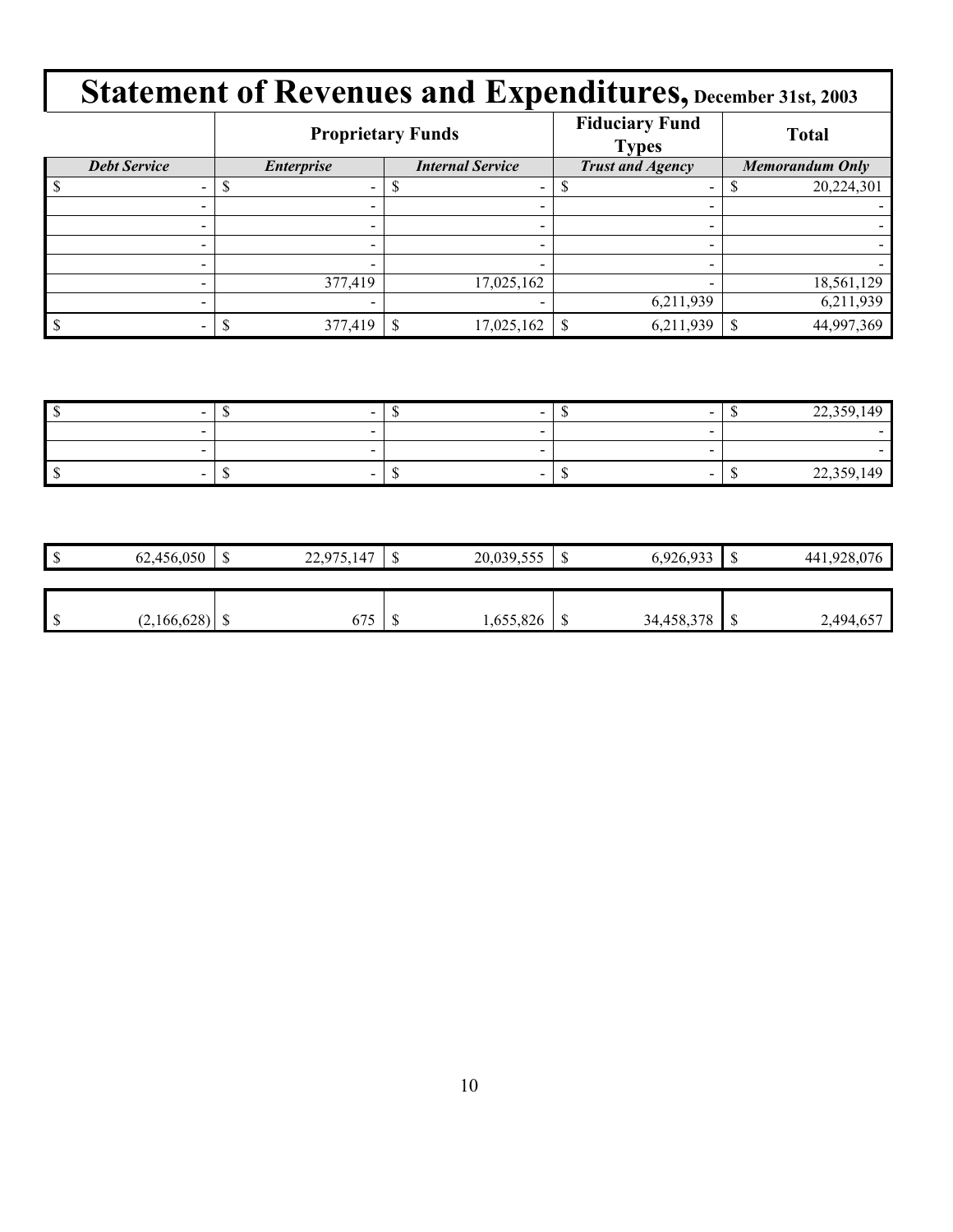# Statement of Revenues and Expenditures, December 31st, 2003

| | Proprietary Funds | | Fiduciary Fund Types | Total |
|---|---|---|---|---|
| ***Debt Service*** | ***Enterprise*** | ***Internal Service*** | ***Trust and Agency*** | ***Memorandum Only*** |
| $ - | $ - | $ - | $ - | $ 20,224,301 |
| - | - | - | - | - |
| - | - | - | - | - |
| - | - | - | - | - |
| - | - | - | - | - |
| - | 377,419 | 17,025,162 | - | 18,561,129 |
| - | - | - | 6,211,939 | 6,211,939 |
| $ - | $ 377,419 | $ 17,025,162 | $ 6,211,939 | $ 44,997,369 |

| | | | | |
|---|---|---|---|---|
| $ - | $ - | $ - | $ - | $ 22,359,149 |
| - | - | - | - | - |
| - | - | - | - | - |
| $ - | $ - | $ - | $ - | $ 22,359,149 |

| | | | | |
|---|---|---|---|---|
| $ 62,456,050 | $ 22,975,147 | $ 20,039,555 | $ 6,926,933 | $ 441,928,076 |

| | | | | |
|---|---|---|---|---|
| $ (2,166,628) | $ 675 | $ 1,655,826 | $ 34,458,378 | $ 2,494,657 |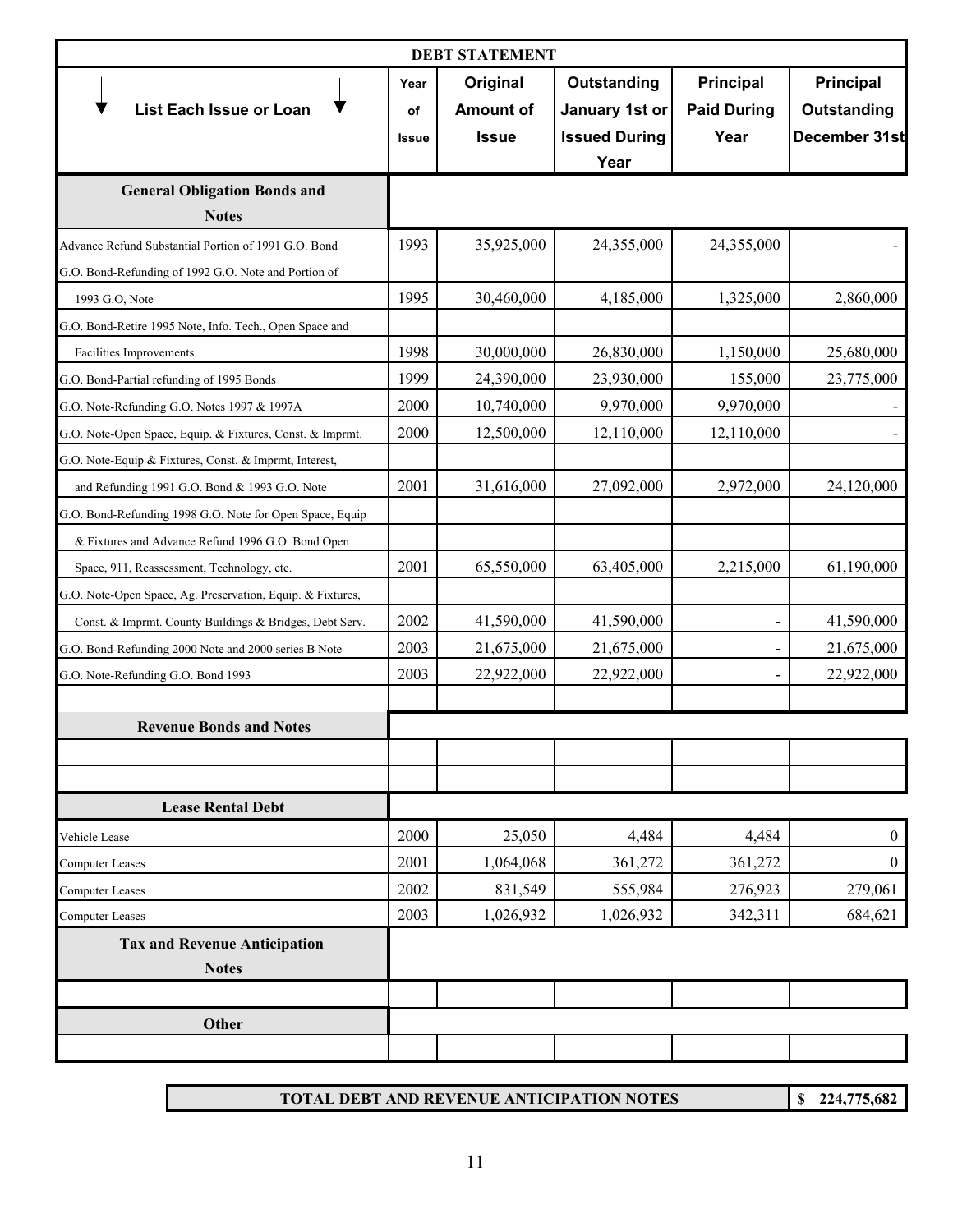| DEBT STATEMENT | | | | | |
|---|---|---|---|---|---|
| List Each Issue or Loan | Year of Issue | Original Amount of Issue | Outstanding January 1st or Issued During Year | Principal Paid During Year | Principal Outstanding December 31st |
| **General Obligation Bonds and Notes** | | | | | |
| Advance Refund Substantial Portion of 1991 G.O. Bond | 1993 | 35,925,000 | 24,355,000 | 24,355,000 | - |
| G.O. Bond-Refunding of 1992 G.O. Note and Portion of 1993 G.O, Note | 1995 | 30,460,000 | 4,185,000 | 1,325,000 | 2,860,000 |
| G.O. Bond-Retire 1995 Note, Info. Tech., Open Space and Facilities Improvements. | 1998 | 30,000,000 | 26,830,000 | 1,150,000 | 25,680,000 |
| G.O. Bond-Partial refunding of 1995 Bonds | 1999 | 24,390,000 | 23,930,000 | 155,000 | 23,775,000 |
| G.O. Note-Refunding G.O. Notes 1997 & 1997A | 2000 | 10,740,000 | 9,970,000 | 9,970,000 | - |
| G.O. Note-Open Space, Equip. & Fixtures, Const. & Imprmt. | 2000 | 12,500,000 | 12,110,000 | 12,110,000 | - |
| G.O. Note-Equip & Fixtures, Const. & Imprmt, Interest, and Refunding 1991 G.O. Bond & 1993 G.O. Note | 2001 | 31,616,000 | 27,092,000 | 2,972,000 | 24,120,000 |
| G.O. Bond-Refunding 1998 G.O. Note for Open Space, Equip & Fixtures and Advance Refund 1996 G.O. Bond Open Space, 911, Reassessment, Technology, etc. | 2001 | 65,550,000 | 63,405,000 | 2,215,000 | 61,190,000 |
| G.O. Note-Open Space, Ag. Preservation, Equip. & Fixtures, Const. & Imprmt. County Buildings & Bridges, Debt Serv. | 2002 | 41,590,000 | 41,590,000 | - | 41,590,000 |
| G.O. Bond-Refunding 2000 Note and 2000 series B Note | 2003 | 21,675,000 | 21,675,000 | - | 21,675,000 |
| G.O. Note-Refunding G.O. Bond 1993 | 2003 | 22,922,000 | 22,922,000 | - | 22,922,000 |
| **Revenue Bonds and Notes** | | | | | |
| **Lease Rental Debt** | | | | | |
| Vehicle Lease | 2000 | 25,050 | 4,484 | 4,484 | 0 |
| Computer Leases | 2001 | 1,064,068 | 361,272 | 361,272 | 0 |
| Computer Leases | 2002 | 831,549 | 555,984 | 276,923 | 279,061 |
| Computer Leases | 2003 | 1,026,932 | 1,026,932 | 342,311 | 684,621 |
| **Tax and Revenue Anticipation Notes** | | | | | |
| **Other** | | | | | |

| TOTAL DEBT AND REVENUE ANTICIPATION NOTES | $ 224,775,682 |
|---|---|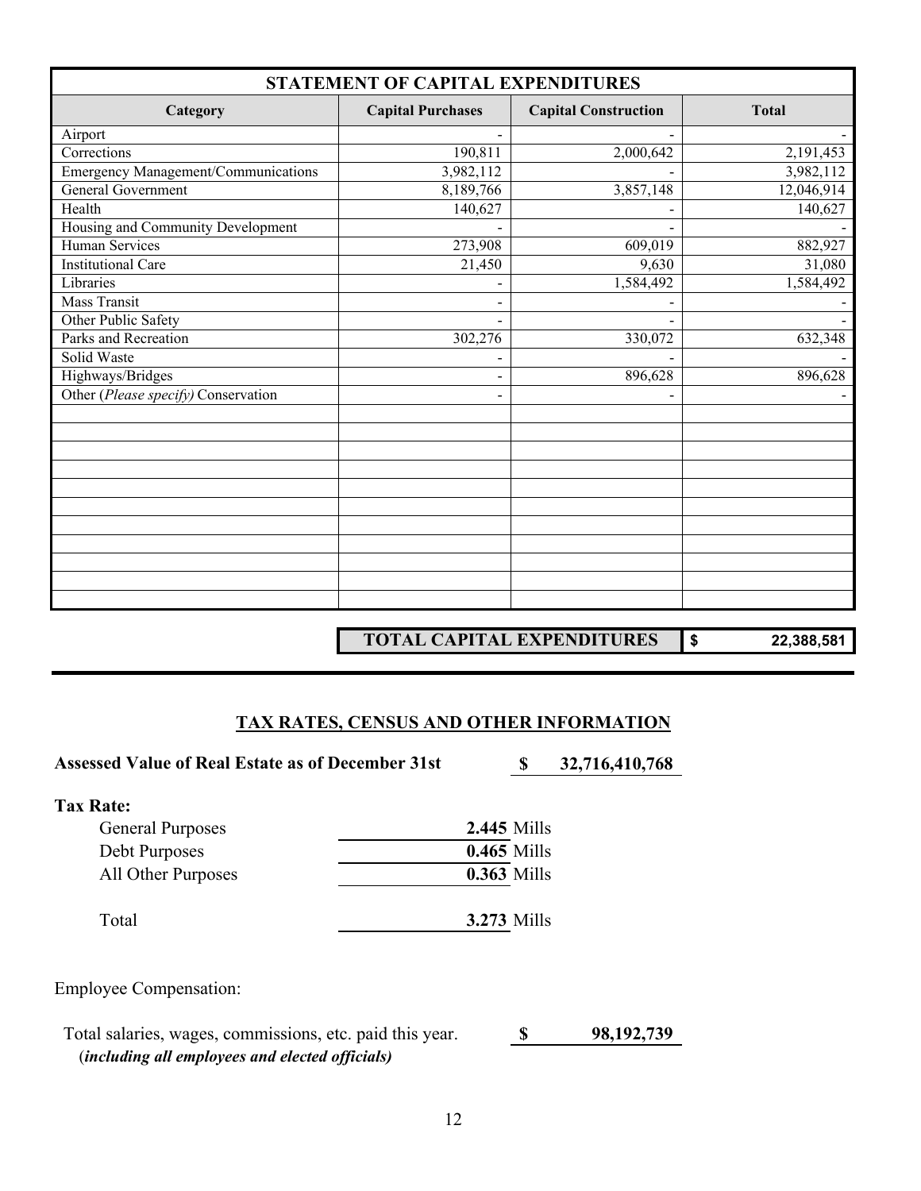## STATEMENT OF CAPITAL EXPENDITURES

| Category | Capital Purchases | Capital Construction | Total |
|---|---|---|---|
| Airport | - | - | - |
| Corrections | 190,811 | 2,000,642 | 2,191,453 |
| Emergency Management/Communications | 3,982,112 | - | 3,982,112 |
| General Government | 8,189,766 | 3,857,148 | 12,046,914 |
| Health | 140,627 | - | 140,627 |
| Housing and Community Development | - | - | - |
| Human Services | 273,908 | 609,019 | 882,927 |
| Institutional Care | 21,450 | 9,630 | 31,080 |
| Libraries | - | 1,584,492 | 1,584,492 |
| Mass Transit | - | - | - |
| Other Public Safety | - | - | - |
| Parks and Recreation | 302,276 | 330,072 | 632,348 |
| Solid Waste | - | - | - |
| Highways/Bridges | - | 896,628 | 896,628 |
| Other (*Please specify)* Conservation | - | - | - |

**TOTAL CAPITAL EXPENDITURES** $ 22,388,581

## TAX RATES, CENSUS AND OTHER INFORMATION

**Assessed Value of Real Estate as of December 31st** **$ 32,716,410,768**

**Tax Rate:**

| | |
|---|---|
| General Purposes | **2.445** Mills |
| Debt Purposes | **0.465** Mills |
| All Other Purposes | **0.363** Mills |
| Total | **3.273** Mills |

Employee Compensation:

Total salaries, wages, commissions, etc. paid this year. **$ 98,192,739**
(***including all employees and elected officials)***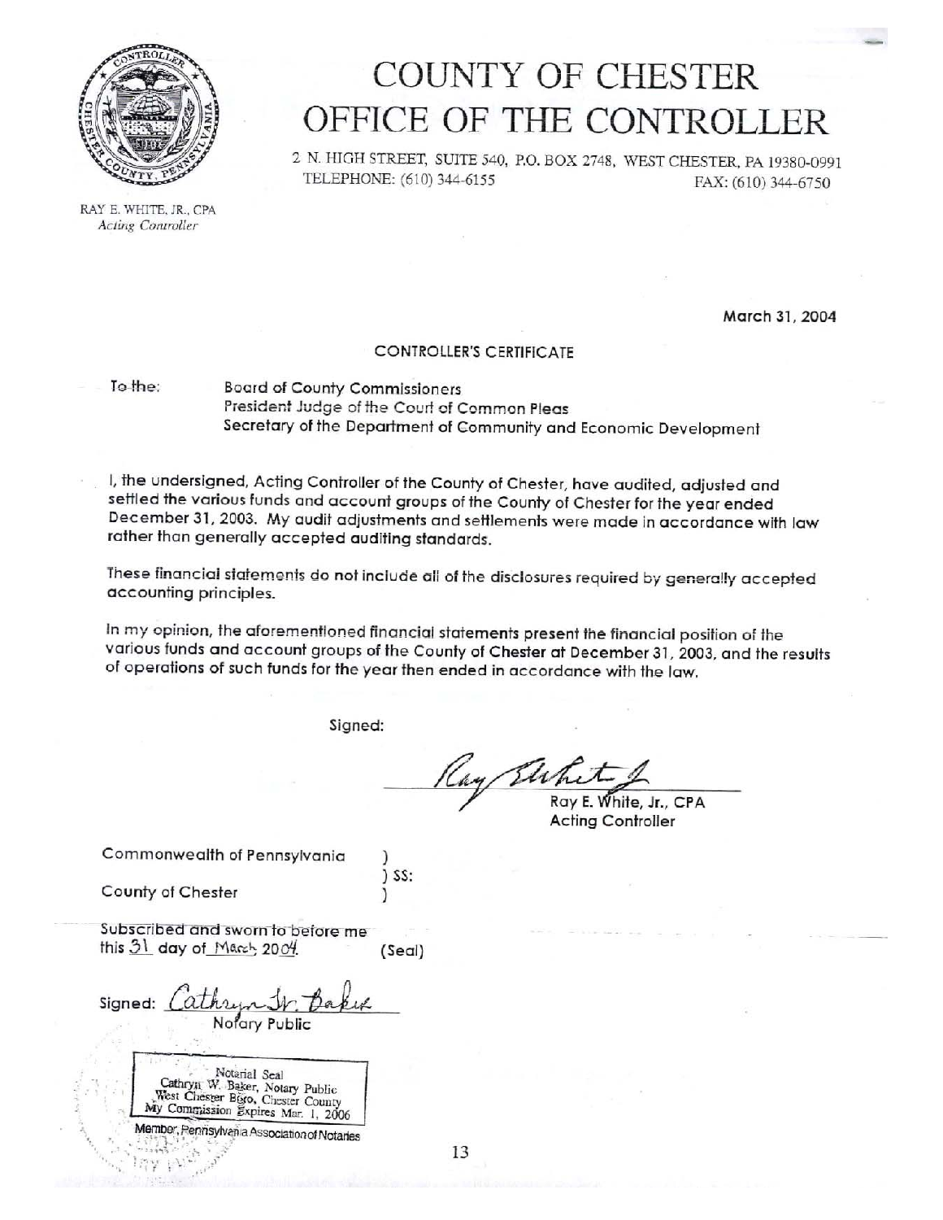# COUNTY OF CHESTER
# OFFICE OF THE CONTROLLER

2 N. HIGH STREET, SUITE 540, P.O. BOX 2748, WEST CHESTER, PA 19380-0991
TELEPHONE: (610) 344-6155 FAX: (610) 344-6750

RAY E. WHITE, JR., CPA
*Acting Controller*

March 31, 2004

## CONTROLLER'S CERTIFICATE

To the:
Board of County Commissioners
President Judge of the Court of Common Pleas
Secretary of the Department of Community and Economic Development

I, the undersigned, Acting Controller of the County of Chester, have audited, adjusted and settled the various funds and account groups of the County of Chester for the year ended December 31, 2003. My audit adjustments and settlements were made in accordance with law rather than generally accepted auditing standards.

These financial statements do not include all of the disclosures required by generally accepted accounting principles.

In my opinion, the aforementioned financial statements present the financial position of the various funds and account groups of the County of Chester at December 31, 2003, and the results of operations of such funds for the year then ended in accordance with the law.

Signed:

Ray E. White, Jr., CPA
Acting Controller

Commonwealth of Pennsylvania )
) SS:
County of Chester )

Subscribed and sworn to before me
this 31 day of March 2004. (Seal)

Signed: Cathryn W. Baker
Notary Public

Notarial Seal
Cathryn W. Baker, Notary Public
West Chester Boro, Chester County
My Commission Expires Mar. 1, 2006

Member, Pennsylvania Association of Notaries